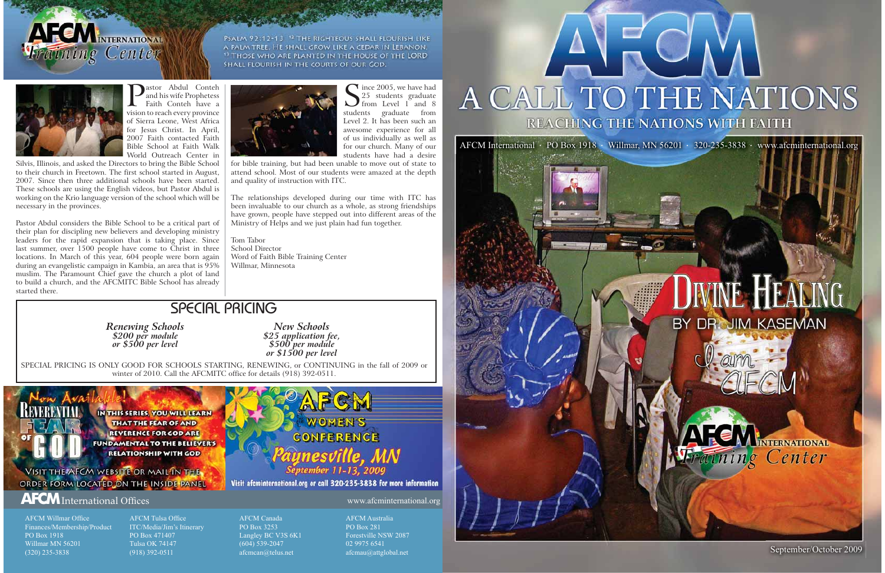# AFCM International Training Center

Psalm 92:12-13 [12] The righteous shall flourish like a palm tree, He shall grow like a cedar in Lebanon. [13] Those who are planted in the house of the LORD shall flourish in the courts of our God.

Pastor Abdul Conteh and his wife Prophetess Faith Conteh have a vision to reach every province of Sierra Leone, West Africa for Jesus Christ. In April, 2007 Faith contacted Faith Bible School at Faith Walk World Outreach Center in Silvis, Illinois, and asked the Directors to bring the Bible School to their church in Freetown. The first school started in August, 2007. Since then three additional schools have been started. These schools are using the English videos, but Pastor Abdul is working on the Krio language version of the school which will be necessary in the provinces.

Pastor Abdul considers the Bible School to be a critical part of their plan for discipling new believers and developing ministry leaders for the rapid expansion that is taking place. Since last summer, over 1500 people have come to Christ in three locations. In March of this year, 604 people were born again during an evangelistic campaign in Kambia, an area that is 95% muslim. The Paramount Chief gave the church a plot of land to build a church, and the AFCMITC Bible School has already started there.

Since 2005, we have had 25 students graduate from Level 1 and 8 students graduate from Level 2. It has been such an awesome experience for all of us individually as well as for our church. Many of our students have had a desire for bible training, but had been unable to move out of state to attend school. Most of our students were amazed at the depth and quality of instruction with ITC.

The relationships developed during our time with ITC has been invaluable to our church as a whole, as strong friendships have grown, people have stepped out into different areas of the Ministry of Helps and we just plain had fun together.

Tom Tabor
School Director
Word of Faith Bible Training Center
Willmar, Minnesota

## Special Pricing

***Renewing Schools***
*$200 per module*
*or $500 per level*

***New Schools***
*$25 application fee,*
*$500 per module*
*or $1500 per level*

SPECIAL PRICING IS ONLY GOOD FOR SCHOOLS STARTING, RENEWING, or CONTINUING in the fall of 2009 or winter of 2010. Call the AFCMITC office for details (918) 392-0511.

**Now Available! Reverential Fear of God**

In this series, you will learn that the fear of and reverence for God are fundamental to the believer's relationship with God

Visit the AFCM website or mail in the order form located on the inside panel

**AFCM Women's Conference**
*Paynesville, MN*
*September 11-13, 2009*

Visit afcminternational.org or call 320-235-3838 for more information

## AFCM International Offices

www.afcminternational.org

AFCM Willmar Office
Finances/Membership/Product
PO Box 1918
Willmar MN 56201
(320) 235-3838

AFCM Tulsa Office
ITC/Media/Jim's Itinerary
PO Box 471407
Tulsa OK 74147
(918) 392-0511

AFCM Canada
PO Box 3253
Langley BC V3S 6K1
(604) 539-2047
afcmcan@telus.net

AFCM Australia
PO Box 281
Forestville NSW 2087
02 9975 6541
afcmau@attglobal.net

# AFCM

# A Call to the Nations

## Reaching the Nations with Faith

AFCM International · PO Box 1918 · Willmar, MN 56201 · 320-235-3838 · www.afcminternational.org

**Divine Healing**
**by Dr. Jim Kaseman**

I am AFCM

AFCM International Training Center

September/October 2009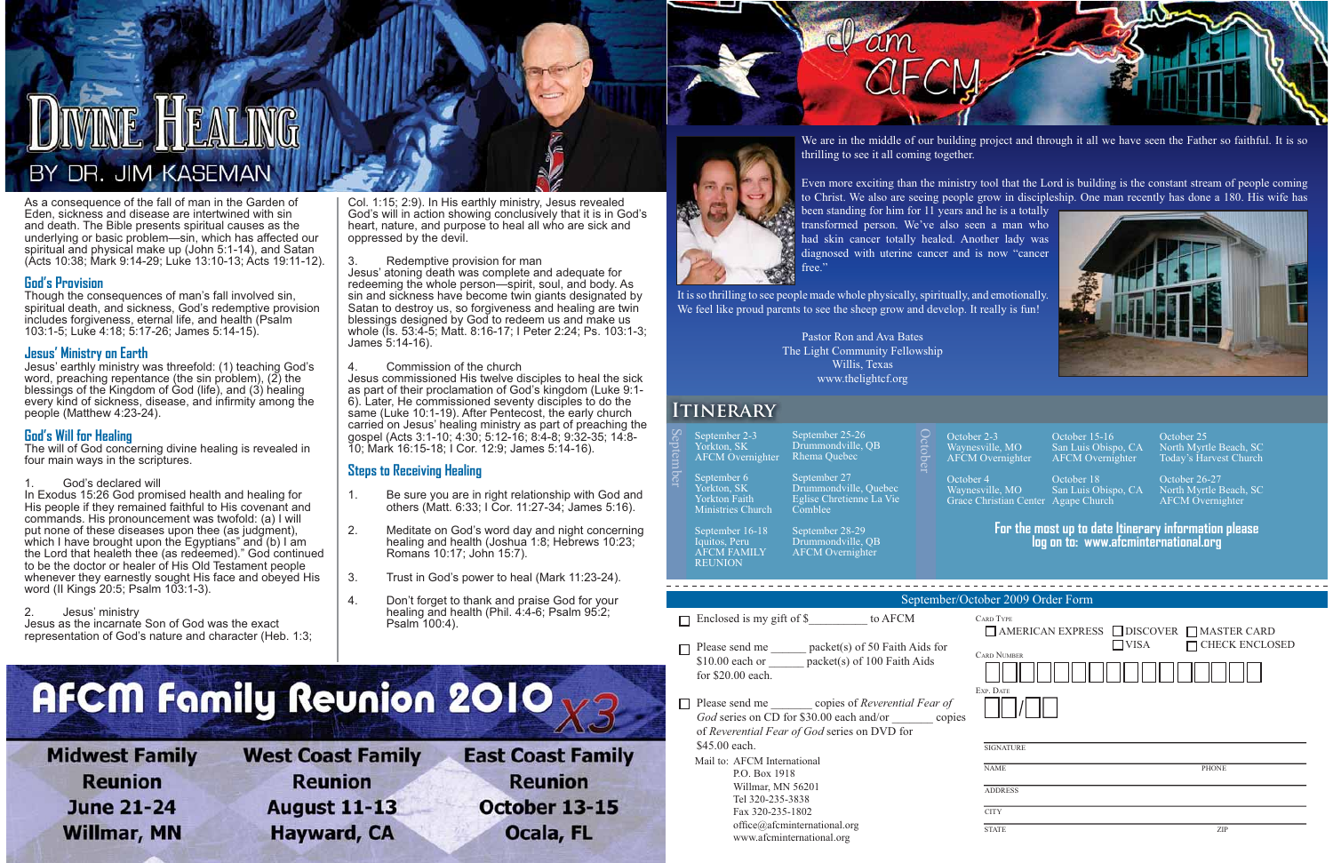# Divine Healing

## By Dr. Jim Kaseman

As a consequence of the fall of man in the Garden of Eden, sickness and disease are intertwined with sin and death. The Bible presents spiritual causes as the underlying or basic problem—sin, which has affected our spiritual and physical make up (John 5:1-14), and Satan (Acts 10:38; Mark 9:14-29; Luke 13:10-13; Acts 19:11-12).

### God's Provision

Though the consequences of man's fall involved sin, spiritual death, and sickness, God's redemptive provision includes forgiveness, eternal life, and health (Psalm 103:1-5; Luke 4:18; 5:17-26; James 5:14-15).

### Jesus' Ministry on Earth

Jesus' earthly ministry was threefold: (1) teaching God's word, preaching repentance (the sin problem), (2) the blessings of the Kingdom of God (life), and (3) healing every kind of sickness, disease, and infirmity among the people (Matthew 4:23-24).

### God's Will for Healing

The will of God concerning divine healing is revealed in four main ways in the scriptures.

1. God's declared will
In Exodus 15:26 God promised health and healing for His people if they remained faithful to His covenant and commands. His pronouncement was twofold: (a) I will put none of these diseases upon thee (as judgment), which I have brought upon the Egyptians" and (b) I am the Lord that healeth thee (as redeemed)." God continued to be the doctor or healer of His Old Testament people whenever they earnestly sought His face and obeyed His word (II Kings 20:5; Psalm 103:1-3).

2. Jesus' ministry
Jesus as the incarnate Son of God was the exact representation of God's nature and character (Heb. 1:3; Col. 1:15; 2:9). In His earthly ministry, Jesus revealed God's will in action showing conclusively that it is in God's heart, nature, and purpose to heal all who are sick and oppressed by the devil.

3. Redemptive provision for man
Jesus' atoning death was complete and adequate for redeeming the whole person—spirit, soul, and body. As sin and sickness have become twin giants designated by Satan to destroy us, so forgiveness and healing are twin blessings designed by God to redeem us and make us whole (Is. 53:4-5; Matt. 8:16-17; I Peter 2:24; Ps. 103:1-3; James 5:14-16).

4. Commission of the church
Jesus commissioned His twelve disciples to heal the sick as part of their proclamation of God's kingdom (Luke 9:1-6). Later, He commissioned seventy disciples to do the same (Luke 10:1-19). After Pentecost, the early church carried on Jesus' healing ministry as part of preaching the gospel (Acts 3:1-10; 4:30; 5:12-16; 8:4-8; 9:32-35; 14:8-10; Mark 16:15-18; I Cor. 12:9; James 5:14-16).

### Steps to Receiving Healing

1. Be sure you are in right relationship with God and others (Matt. 6:33; I Cor. 11:27-34; James 5:16).
2. Meditate on God's word day and night concerning healing and health (Joshua 1:8; Hebrews 10:23; Romans 10:17; John 15:7).
3. Trust in God's power to heal (Mark 11:23-24).
4. Don't forget to thank and praise God for your healing and health (Phil. 4:4-6; Psalm 95:2; Psalm 100:4).

# AFCM Family Reunion 2010 x3

| Midwest Family Reunion | West Coast Family Reunion | East Coast Family Reunion |
|---|---|---|
| June 21-24 | August 11-13 | October 13-15 |
| Willmar, MN | Hayward, CA | Ocala, FL |

# I am AFCM

We are in the middle of our building project and through it all we have seen the Father so faithful. It is so thrilling to see it all coming together.

Even more exciting than the ministry tool that the Lord is building is the constant stream of people coming to Christ. We also are seeing people grow in discipleship. One man recently has done a 180. His wife has been standing for him for 11 years and he is a totally transformed person. We've also seen a man who had skin cancer totally healed. Another lady was diagnosed with uterine cancer and is now "cancer free."

It is so thrilling to see people made whole physically, spiritually, and emotionally. We feel like proud parents to see the sheep grow and develop. It really is fun!

Pastor Ron and Ava Bates
The Light Community Fellowship
Willis, Texas
www.thelightcf.org

## Itinerary

**September**

- September 2-3 — Yorkton, SK — AFCM Overnighter
- September 6 — Yorkton, SK — Yorkton Faith Ministries Church
- September 16-18 — Iquitos, Peru — AFCM FAMILY REUNION
- September 25-26 — Drummondville, QB — Rhema Quebec
- September 27 — Drummondville, Quebec — Eglise Chretienne La Vie Comblee
- September 28-29 — Drummondville, QB — AFCM Overnighter

**October**

- October 2-3 — Waynesville, MO — AFCM Overnighter
- October 4 — Waynesville, MO — Grace Christian Center
- October 15-16 — San Luis Obispo, CA — AFCM Overnighter
- October 18 — San Luis Obispo, CA — Agape Church
- October 25 — North Myrtle Beach, SC — Today's Harvest Church
- October 26-27 — North Myrtle Beach, SC — AFCM Overnighter

**For the most up to date Itinerary information please log on to: www.afcminternational.org**

## September/October 2009 Order Form

☐ Enclosed is my gift of $__________ to AFCM

☐ Please send me ______ packet(s) of 50 Faith Aids for $10.00 each or ______ packet(s) of 100 Faith Aids for $20.00 each.

☐ Please send me _______ copies of *Reverential Fear of God* series on CD for $30.00 each and/or _______ copies of *Reverential Fear of God* series on DVD for $45.00 each.

Mail to: AFCM International
P.O. Box 1918
Willmar, MN 56201
Tel 320-235-3838
Fax 320-235-1802
office@afcminternational.org
www.afcminternational.org

Card Type
☐ AMERICAN EXPRESS ☐ DISCOVER ☐ MASTER CARD
☐ VISA ☐ CHECK ENCLOSED

Card Number

Exp. Date ___/___

Signature

Name — Phone

Address

City

State — Zip